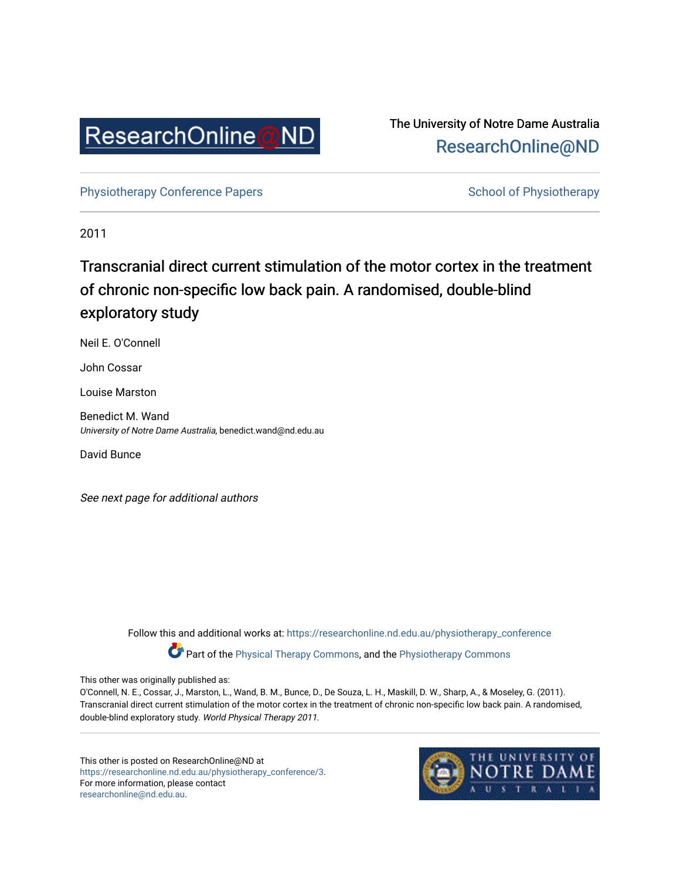The University of Notre Dame Australia
ResearchOnline@ND

Physiotherapy Conference Papers

School of Physiotherapy

2011

# Transcranial direct current stimulation of the motor cortex in the treatment of chronic non-specific low back pain. A randomised, double-blind exploratory study

Neil E. O'Connell

John Cossar

Louise Marston

Benedict M. Wand
*University of Notre Dame Australia*, benedict.wand@nd.edu.au

David Bunce

*See next page for additional authors*

Follow this and additional works at: https://researchonline.nd.edu.au/physiotherapy_conference

Part of the Physical Therapy Commons, and the Physiotherapy Commons

This other was originally published as:
O'Connell, N. E., Cossar, J., Marston, L., Wand, B. M., Bunce, D., De Souza, L. H., Maskill, D. W., Sharp, A., & Moseley, G. (2011). Transcranial direct current stimulation of the motor cortex in the treatment of chronic non-specific low back pain. A randomised, double-blind exploratory study. *World Physical Therapy 2011*.

This other is posted on ResearchOnline@ND at https://researchonline.nd.edu.au/physiotherapy_conference/3. For more information, please contact researchonline@nd.edu.au.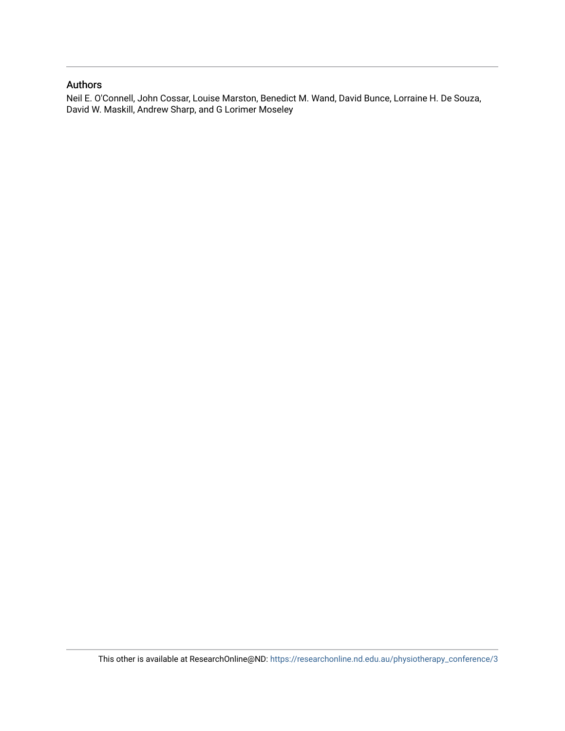## Authors

Neil E. O'Connell, John Cossar, Louise Marston, Benedict M. Wand, David Bunce, Lorraine H. De Souza, David W. Maskill, Andrew Sharp, and G Lorimer Moseley

This other is available at ResearchOnline@ND: https://researchonline.nd.edu.au/physiotherapy_conference/3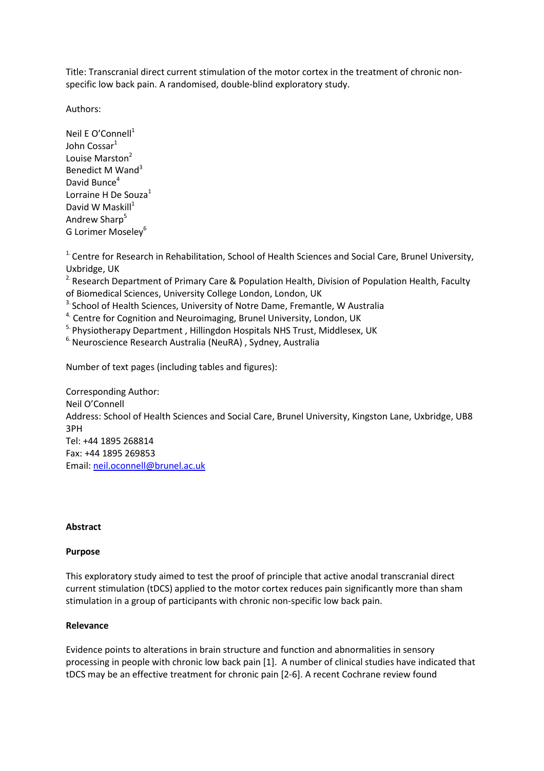Title: Transcranial direct current stimulation of the motor cortex in the treatment of chronic non-specific low back pain. A randomised, double-blind exploratory study.

Authors:

Neil E O'Connell[1]
John Cossar[1]
Louise Marston[2]
Benedict M Wand[3]
David Bunce[4]
Lorraine H De Souza[1]
David W Maskill[1]
Andrew Sharp[5]
G Lorimer Moseley[6]

[1.] Centre for Research in Rehabilitation, School of Health Sciences and Social Care, Brunel University, Uxbridge, UK
[2.] Research Department of Primary Care & Population Health, Division of Population Health, Faculty of Biomedical Sciences, University College London, London, UK
[3.] School of Health Sciences, University of Notre Dame, Fremantle, W Australia
[4.] Centre for Cognition and Neuroimaging, Brunel University, London, UK
[5.] Physiotherapy Department , Hillingdon Hospitals NHS Trust, Middlesex, UK
[6.] Neuroscience Research Australia (NeuRA) , Sydney, Australia

Number of text pages (including tables and figures):

Corresponding Author:
Neil O'Connell
Address: School of Health Sciences and Social Care, Brunel University, Kingston Lane, Uxbridge, UB8 3PH
Tel: +44 1895 268814
Fax: +44 1895 269853
Email: neil.oconnell@brunel.ac.uk

**Abstract**

**Purpose**

This exploratory study aimed to test the proof of principle that active anodal transcranial direct current stimulation (tDCS) applied to the motor cortex reduces pain significantly more than sham stimulation in a group of participants with chronic non-specific low back pain.

**Relevance**

Evidence points to alterations in brain structure and function and abnormalities in sensory processing in people with chronic low back pain [1]. A number of clinical studies have indicated that tDCS may be an effective treatment for chronic pain [2-6]. A recent Cochrane review found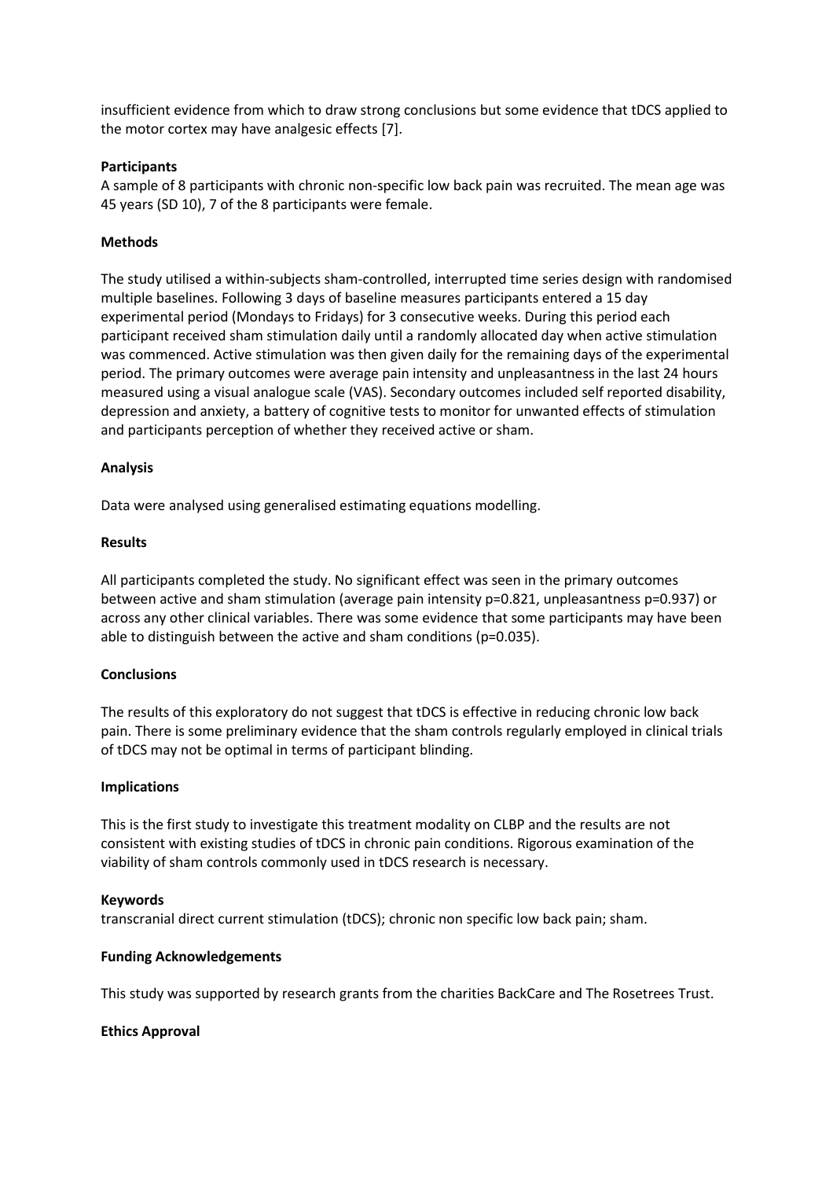insufficient evidence from which to draw strong conclusions but some evidence that tDCS applied to the motor cortex may have analgesic effects [7].

**Participants**

A sample of 8 participants with chronic non-specific low back pain was recruited. The mean age was 45 years (SD 10), 7 of the 8 participants were female.

**Methods**

The study utilised a within-subjects sham-controlled, interrupted time series design with randomised multiple baselines. Following 3 days of baseline measures participants entered a 15 day experimental period (Mondays to Fridays) for 3 consecutive weeks. During this period each participant received sham stimulation daily until a randomly allocated day when active stimulation was commenced. Active stimulation was then given daily for the remaining days of the experimental period. The primary outcomes were average pain intensity and unpleasantness in the last 24 hours measured using a visual analogue scale (VAS). Secondary outcomes included self reported disability, depression and anxiety, a battery of cognitive tests to monitor for unwanted effects of stimulation and participants perception of whether they received active or sham.

**Analysis**

Data were analysed using generalised estimating equations modelling.

**Results**

All participants completed the study. No significant effect was seen in the primary outcomes between active and sham stimulation (average pain intensity $p=0.821$, unpleasantness $p=0.937$) or across any other clinical variables. There was some evidence that some participants may have been able to distinguish between the active and sham conditions ($p=0.035$).

**Conclusions**

The results of this exploratory do not suggest that tDCS is effective in reducing chronic low back pain. There is some preliminary evidence that the sham controls regularly employed in clinical trials of tDCS may not be optimal in terms of participant blinding.

**Implications**

This is the first study to investigate this treatment modality on CLBP and the results are not consistent with existing studies of tDCS in chronic pain conditions. Rigorous examination of the viability of sham controls commonly used in tDCS research is necessary.

**Keywords**

transcranial direct current stimulation (tDCS); chronic non specific low back pain; sham.

**Funding Acknowledgements**

This study was supported by research grants from the charities BackCare and The Rosetrees Trust.

**Ethics Approval**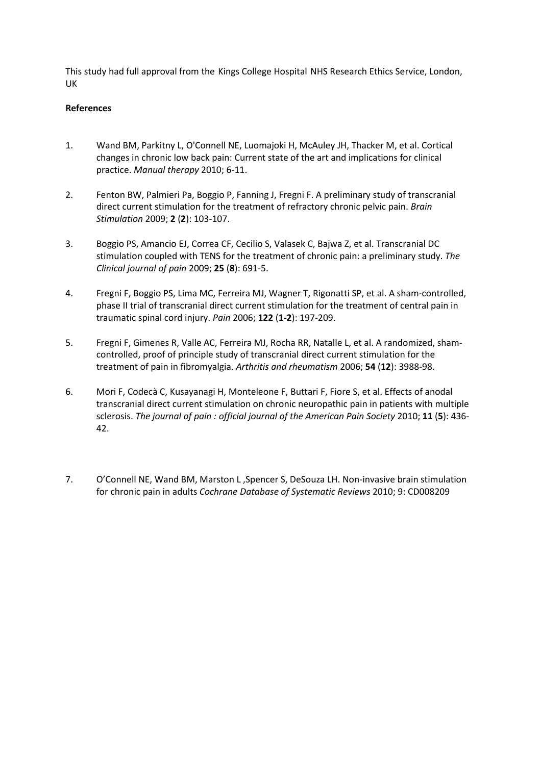This study had full approval from the Kings College Hospital NHS Research Ethics Service, London, UK

**References**

1. Wand BM, Parkitny L, O'Connell NE, Luomajoki H, McAuley JH, Thacker M, et al. Cortical changes in chronic low back pain: Current state of the art and implications for clinical practice. *Manual therapy* 2010; 6-11.

2. Fenton BW, Palmieri Pa, Boggio P, Fanning J, Fregni F. A preliminary study of transcranial direct current stimulation for the treatment of refractory chronic pelvic pain. *Brain Stimulation* 2009; **2** (**2**): 103-107.

3. Boggio PS, Amancio EJ, Correa CF, Cecilio S, Valasek C, Bajwa Z, et al. Transcranial DC stimulation coupled with TENS for the treatment of chronic pain: a preliminary study. *The Clinical journal of pain* 2009; **25** (**8**): 691-5.

4. Fregni F, Boggio PS, Lima MC, Ferreira MJ, Wagner T, Rigonatti SP, et al. A sham-controlled, phase II trial of transcranial direct current stimulation for the treatment of central pain in traumatic spinal cord injury. *Pain* 2006; **122** (**1-2**): 197-209.

5. Fregni F, Gimenes R, Valle AC, Ferreira MJ, Rocha RR, Natalle L, et al. A randomized, sham-controlled, proof of principle study of transcranial direct current stimulation for the treatment of pain in fibromyalgia. *Arthritis and rheumatism* 2006; **54** (**12**): 3988-98.

6. Mori F, Codecà C, Kusayanagi H, Monteleone F, Buttari F, Fiore S, et al. Effects of anodal transcranial direct current stimulation on chronic neuropathic pain in patients with multiple sclerosis. *The journal of pain : official journal of the American Pain Society* 2010; **11** (**5**): 436-42.

7. O'Connell NE, Wand BM, Marston L ,Spencer S, DeSouza LH. Non-invasive brain stimulation for chronic pain in adults *Cochrane Database of Systematic Reviews* 2010; 9: CD008209